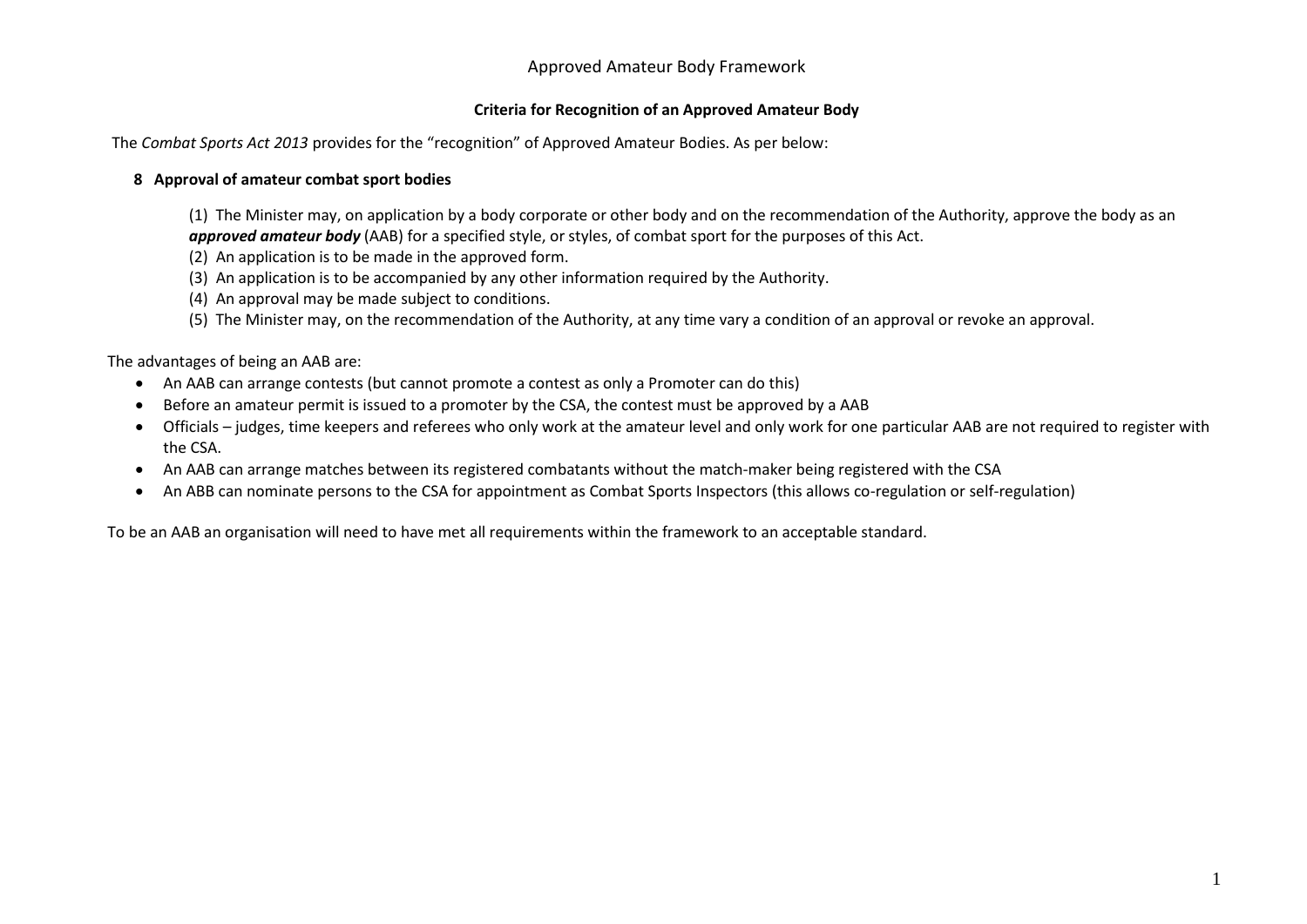# Approved Amateur Body Framework

## Criteria for Recognition of an Approved Amateur Body

The *Combat Sports Act 2013* provides for the "recognition" of Approved Amateur Bodies. As per below:

### 8 Approval of amateur combat sport bodies

(1) The Minister may, on application by a body corporate or other body and on the recommendation of the Authority, approve the body as an ***approved amateur body*** (AAB) for a specified style, or styles, of combat sport for the purposes of this Act.

(2) An application is to be made in the approved form.

(3) An application is to be accompanied by any other information required by the Authority.

(4) An approval may be made subject to conditions.

(5) The Minister may, on the recommendation of the Authority, at any time vary a condition of an approval or revoke an approval.

The advantages of being an AAB are:

- An AAB can arrange contests (but cannot promote a contest as only a Promoter can do this)
- Before an amateur permit is issued to a promoter by the CSA, the contest must be approved by a AAB
- Officials – judges, time keepers and referees who only work at the amateur level and only work for one particular AAB are not required to register with the CSA.
- An AAB can arrange matches between its registered combatants without the match-maker being registered with the CSA
- An ABB can nominate persons to the CSA for appointment as Combat Sports Inspectors (this allows co-regulation or self-regulation)

To be an AAB an organisation will need to have met all requirements within the framework to an acceptable standard.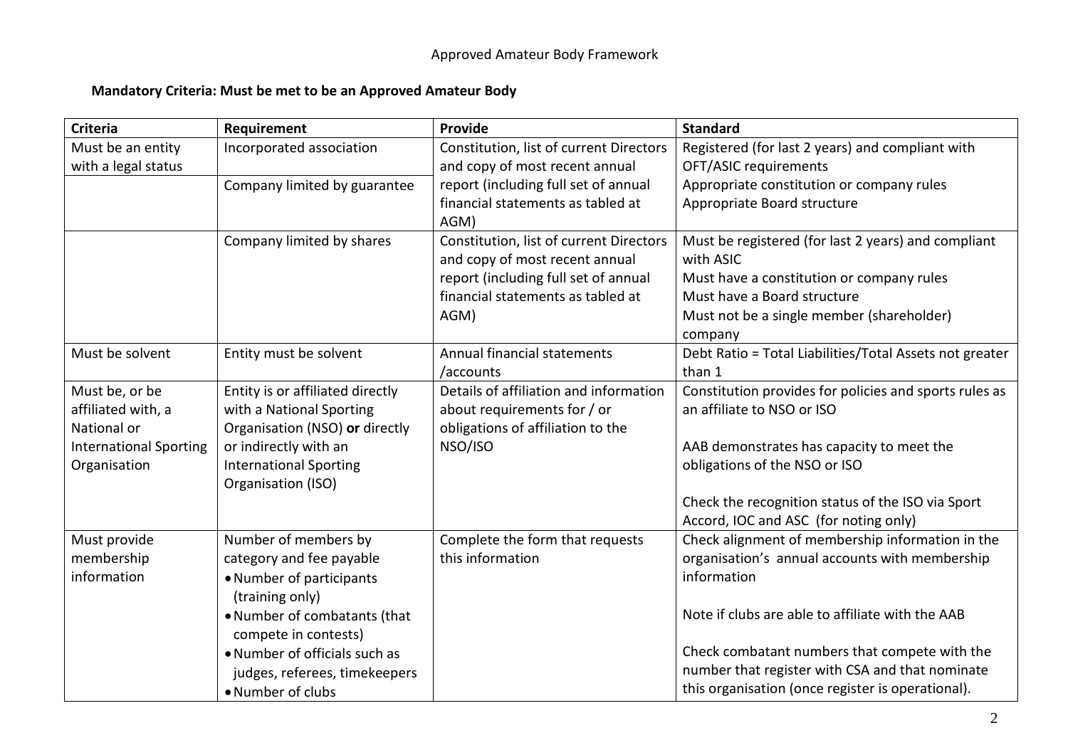Approved Amateur Body Framework

**Mandatory Criteria: Must be met to be an Approved Amateur Body**

| Criteria | Requirement | Provide | Standard |
|---|---|---|---|
| Must be an entity with a legal status | Incorporated association | Constitution, list of current Directors and copy of most recent annual report (including full set of annual financial statements as tabled at AGM) | Registered (for last 2 years) and compliant with OFT/ASIC requirements<br>Appropriate constitution or company rules<br>Appropriate Board structure |
| | Company limited by guarantee | | |
| | Company limited by shares | Constitution, list of current Directors and copy of most recent annual report (including full set of annual financial statements as tabled at AGM) | Must be registered (for last 2 years) and compliant with ASIC<br>Must have a constitution or company rules<br>Must have a Board structure<br>Must not be a single member (shareholder) company |
| Must be solvent | Entity must be solvent | Annual financial statements /accounts | Debt Ratio = Total Liabilities/Total Assets not greater than 1 |
| Must be, or be affiliated with, a National or International Sporting Organisation | Entity is or affiliated directly with a National Sporting Organisation (NSO) **or** directly or indirectly with an International Sporting Organisation (ISO) | Details of affiliation and information about requirements for / or obligations of affiliation to the NSO/ISO | Constitution provides for policies and sports rules as an affiliate to NSO or ISO<br><br>AAB demonstrates has capacity to meet the obligations of the NSO or ISO<br><br>Check the recognition status of the ISO via Sport Accord, IOC and ASC (for noting only) |
| Must provide membership information | Number of members by category and fee payable<br>• Number of participants (training only)<br>• Number of combatants (that compete in contests)<br>• Number of officials such as judges, referees, timekeepers<br>• Number of clubs | Complete the form that requests this information | Check alignment of membership information in the organisation's annual accounts with membership information<br><br>Note if clubs are able to affiliate with the AAB<br><br>Check combatant numbers that compete with the number that register with CSA and that nominate this organisation (once register is operational). |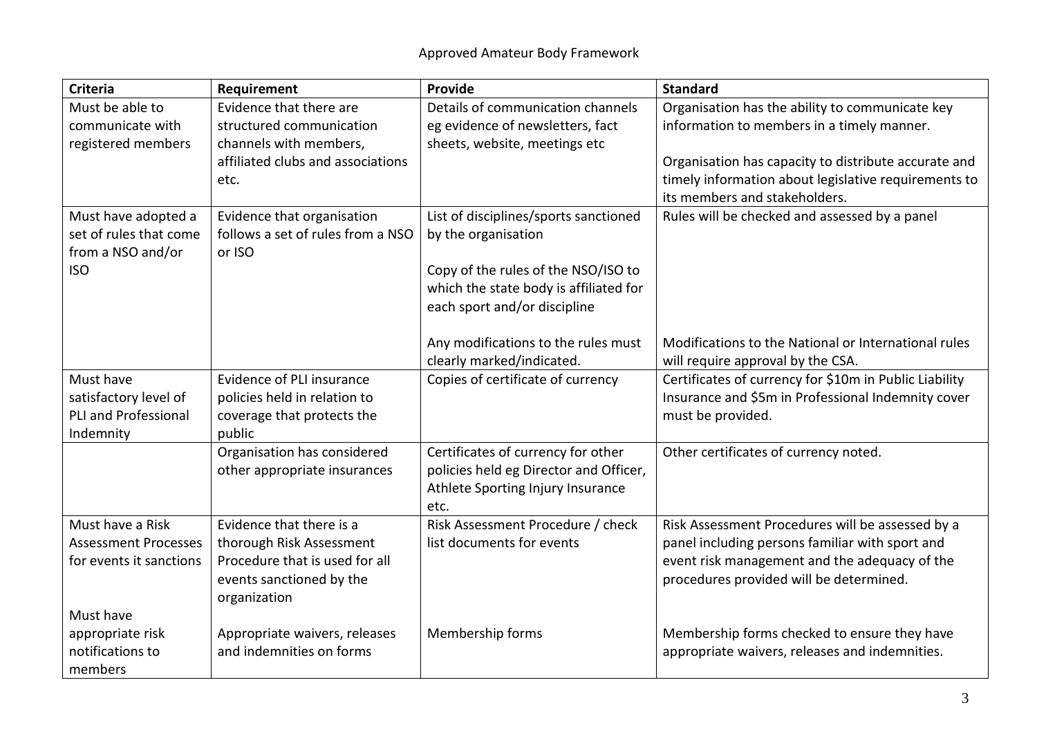Approved Amateur Body Framework

| Criteria | Requirement | Provide | Standard |
|---|---|---|---|
| Must be able to communicate with registered members | Evidence that there are structured communication channels with members, affiliated clubs and associations etc. | Details of communication channels eg evidence of newsletters, fact sheets, website, meetings etc | Organisation has the ability to communicate key information to members in a timely manner.<br><br>Organisation has capacity to distribute accurate and timely information about legislative requirements to its members and stakeholders. |
| Must have adopted a set of rules that come from a NSO and/or ISO | Evidence that organisation follows a set of rules from a NSO or ISO | List of disciplines/sports sanctioned by the organisation<br><br>Copy of the rules of the NSO/ISO to which the state body is affiliated for each sport and/or discipline<br><br>Any modifications to the rules must clearly marked/indicated. | Rules will be checked and assessed by a panel<br><br>Modifications to the National or International rules will require approval by the CSA. |
| Must have satisfactory level of PLI and Professional Indemnity | Evidence of PLI insurance policies held in relation to coverage that protects the public | Copies of certificate of currency | Certificates of currency for $10m in Public Liability Insurance and $5m in Professional Indemnity cover must be provided. |
| | Organisation has considered other appropriate insurances | Certificates of currency for other policies held eg Director and Officer, Athlete Sporting Injury Insurance etc. | Other certificates of currency noted. |
| Must have a Risk Assessment Processes for events it sanctions<br><br>Must have appropriate risk notifications to members | Evidence that there is a thorough Risk Assessment Procedure that is used for all events sanctioned by the organization<br><br>Appropriate waivers, releases and indemnities on forms | Risk Assessment Procedure / check list documents for events<br><br>Membership forms | Risk Assessment Procedures will be assessed by a panel including persons familiar with sport and event risk management and the adequacy of the procedures provided will be determined.<br><br>Membership forms checked to ensure they have appropriate waivers, releases and indemnities. |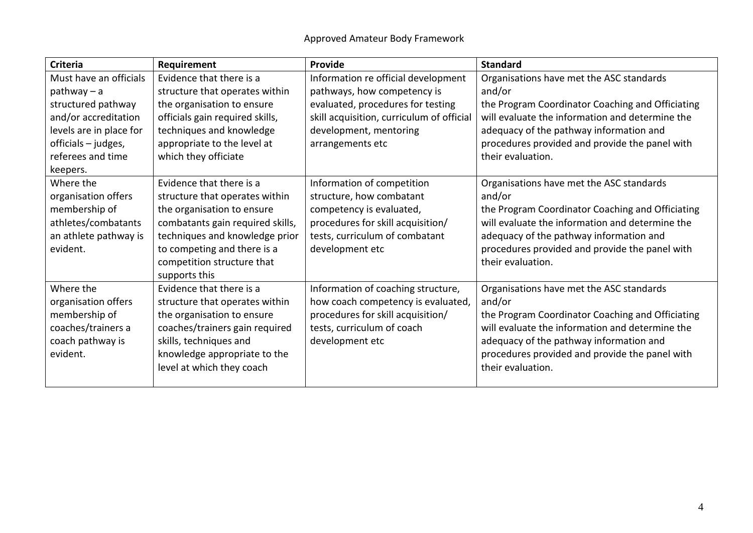| Criteria | Requirement | Provide | Standard |
| --- | --- | --- | --- |
| Must have an officials pathway – a structured pathway and/or accreditation levels are in place for officials – judges, referees and time keepers. | Evidence that there is a structure that operates within the organisation to ensure officials gain required skills, techniques and knowledge appropriate to the level at which they officiate | Information re official development pathways, how competency is evaluated, procedures for testing skill acquisition, curriculum of official development, mentoring arrangements etc | Organisations have met the ASC standards and/or the Program Coordinator Coaching and Officiating will evaluate the information and determine the adequacy of the pathway information and procedures provided and provide the panel with their evaluation. |
| Where the organisation offers membership of athletes/combatants an athlete pathway is evident. | Evidence that there is a structure that operates within the organisation to ensure combatants gain required skills, techniques and knowledge prior to competing and there is a competition structure that supports this | Information of competition structure, how combatant competency is evaluated, procedures for skill acquisition/ tests, curriculum of combatant development etc | Organisations have met the ASC standards and/or the Program Coordinator Coaching and Officiating will evaluate the information and determine the adequacy of the pathway information and procedures provided and provide the panel with their evaluation. |
| Where the organisation offers membership of coaches/trainers a coach pathway is evident. | Evidence that there is a structure that operates within the organisation to ensure coaches/trainers gain required skills, techniques and knowledge appropriate to the level at which they coach | Information of coaching structure, how coach competency is evaluated, procedures for skill acquisition/ tests, curriculum of coach development etc | Organisations have met the ASC standards and/or the Program Coordinator Coaching and Officiating will evaluate the information and determine the adequacy of the pathway information and procedures provided and provide the panel with their evaluation. |